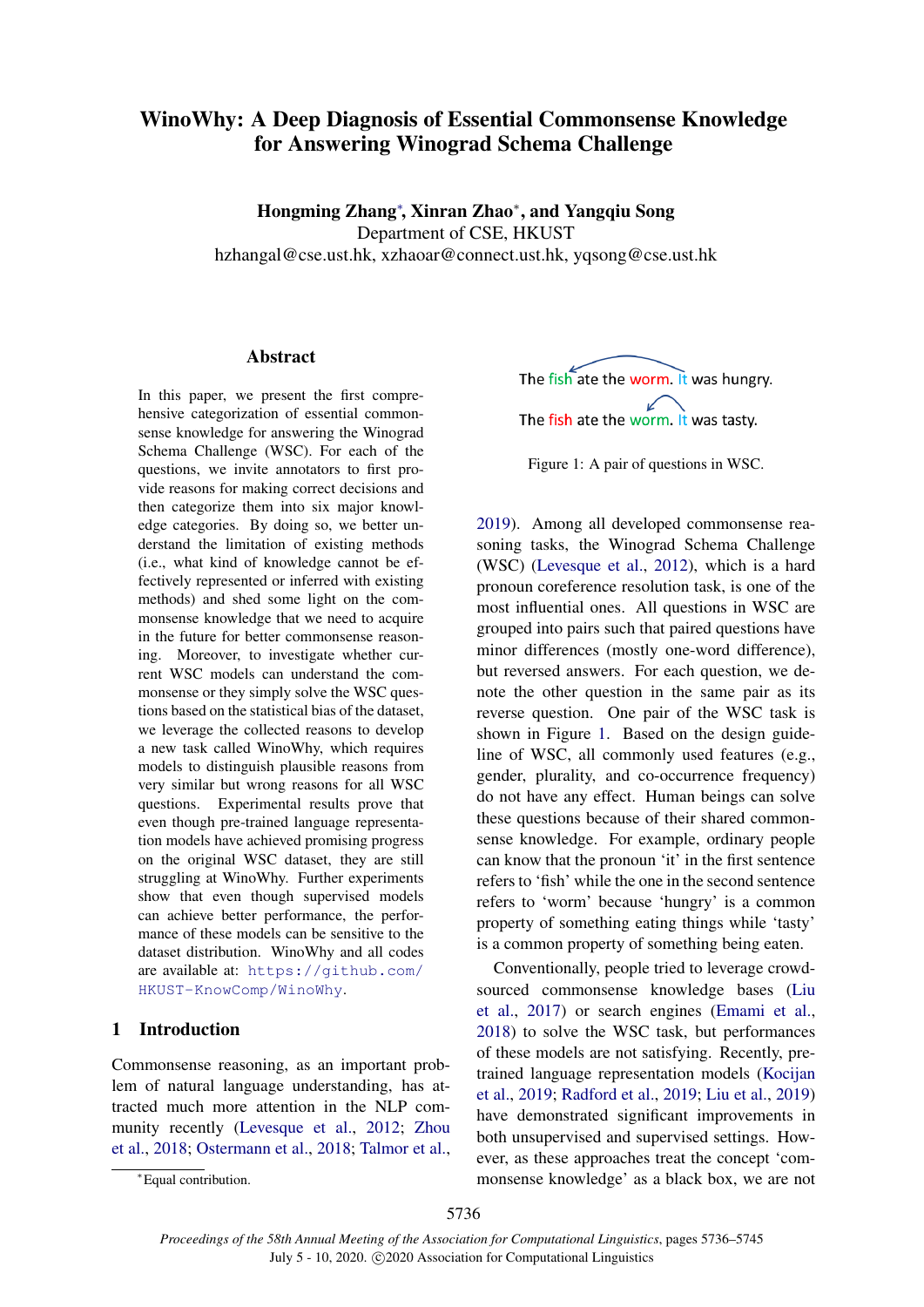# WinoWhy: A Deep Diagnosis of Essential Commonsense Knowledge for Answering Winograd Schema Challenge

**Hongming Zhang[*], Xinran Zhao[*], and Yangqiu Song**

Department of CSE, HKUST

hzhangal@cse.ust.hk, xzhaoar@connect.ust.hk, yqsong@cse.ust.hk

## Abstract

In this paper, we present the first comprehensive categorization of essential commonsense knowledge for answering the Winograd Schema Challenge (WSC). For each of the questions, we invite annotators to first provide reasons for making correct decisions and then categorize them into six major knowledge categories. By doing so, we better understand the limitation of existing methods (i.e., what kind of knowledge cannot be effectively represented or inferred with existing methods) and shed some light on the commonsense knowledge that we need to acquire in the future for better commonsense reasoning. Moreover, to investigate whether current WSC models can understand the commonsense or they simply solve the WSC questions based on the statistical bias of the dataset, we leverage the collected reasons to develop a new task called WinoWhy, which requires models to distinguish plausible reasons from very similar but wrong reasons for all WSC questions. Experimental results prove that even though pre-trained language representation models have achieved promising progress on the original WSC dataset, they are still struggling at WinoWhy. Further experiments show that even though supervised models can achieve better performance, the performance of these models can be sensitive to the dataset distribution. WinoWhy and all codes are available at: `https://github.com/HKUST-KnowComp/WinoWhy`.

## 1 Introduction

Commonsense reasoning, as an important problem of natural language understanding, has attracted much more attention in the NLP community recently (Levesque et al., 2012; Zhou et al., 2018; Ostermann et al., 2018; Talmor et al., 2019). Among all developed commonsense reasoning tasks, the Winograd Schema Challenge (WSC) (Levesque et al., 2012), which is a hard pronoun coreference resolution task, is one of the most influential ones. All questions in WSC are grouped into pairs such that paired questions have minor differences (mostly one-word difference), but reversed answers. For each question, we denote the other question in the same pair as its reverse question. One pair of the WSC task is shown in Figure 1. Based on the design guideline of WSC, all commonly used features (e.g., gender, plurality, and co-occurrence frequency) do not have any effect. Human beings can solve these questions because of their shared commonsense knowledge. For example, ordinary people can know that the pronoun 'it' in the first sentence refers to 'fish' while the one in the second sentence refers to 'worm' because 'hungry' is a common property of something eating things while 'tasty' is a common property of something being eaten.

The fish ate the worm. It was hungry.

The fish ate the worm. It was tasty.

Figure 1: A pair of questions in WSC.

Conventionally, people tried to leverage crowd-sourced commonsense knowledge bases (Liu et al., 2017) or search engines (Emami et al., 2018) to solve the WSC task, but performances of these models are not satisfying. Recently, pre-trained language representation models (Kocijan et al., 2019; Radford et al., 2019; Liu et al., 2019) have demonstrated significant improvements in both unsupervised and supervised settings. However, as these approaches treat the concept 'commonsense knowledge' as a black box, we are not

[*]Equal contribution.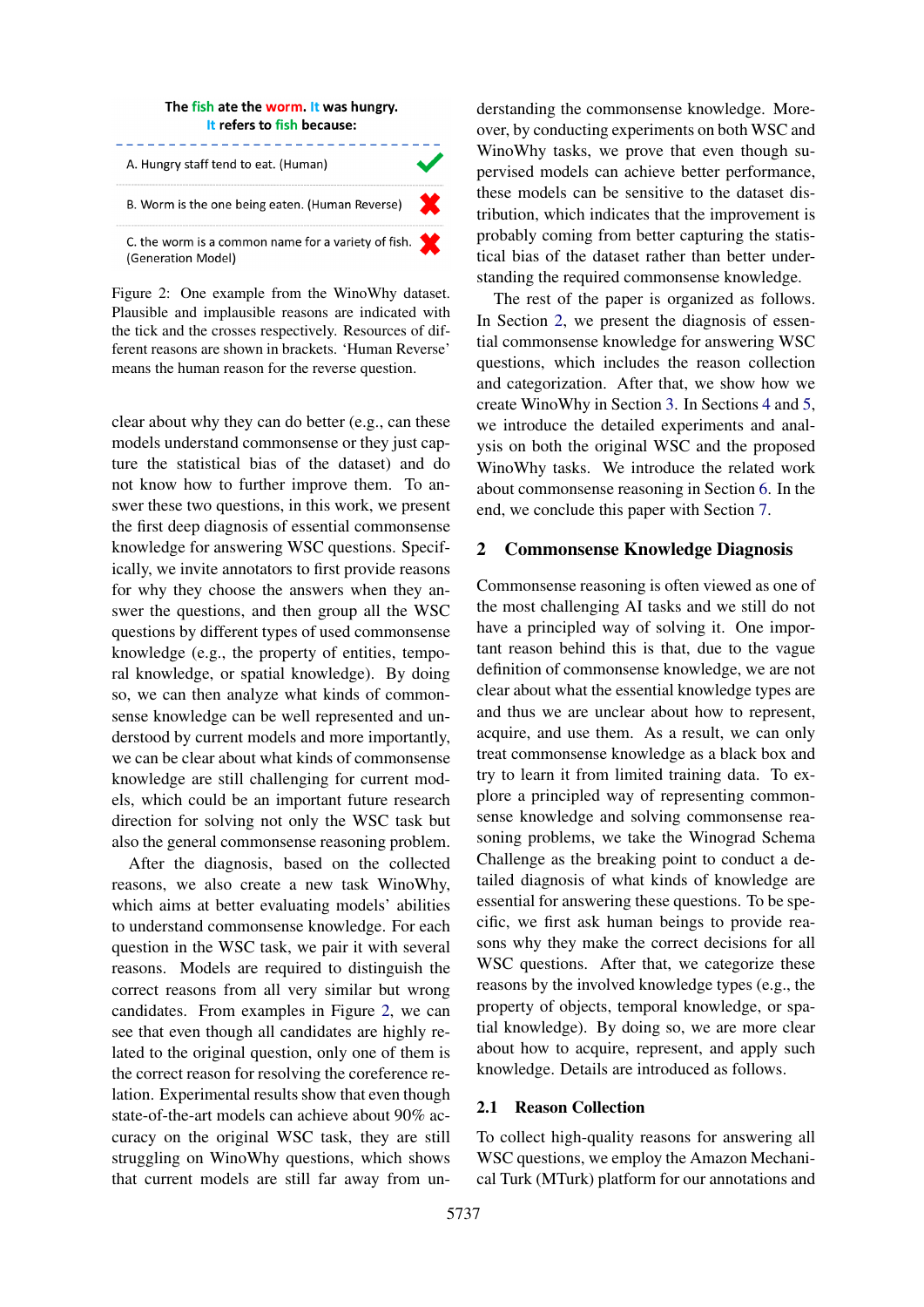The fish ate the worm. It was hungry.
It refers to fish because:

| | |
|---|---|
| A. Hungry staff tend to eat. (Human) | ✓ |
| B. Worm is the one being eaten. (Human Reverse) | ✗ |
| C. the worm is a common name for a variety of fish. (Generation Model) | ✗ |

Figure 2: One example from the WinoWhy dataset. Plausible and implausible reasons are indicated with the tick and the crosses respectively. Resources of different reasons are shown in brackets. 'Human Reverse' means the human reason for the reverse question.

clear about why they can do better (e.g., can these models understand commonsense or they just capture the statistical bias of the dataset) and do not know how to further improve them. To answer these two questions, in this work, we present the first deep diagnosis of essential commonsense knowledge for answering WSC questions. Specifically, we invite annotators to first provide reasons for why they choose the answers when they answer the questions, and then group all the WSC questions by different types of used commonsense knowledge (e.g., the property of entities, temporal knowledge, or spatial knowledge). By doing so, we can then analyze what kinds of commonsense knowledge can be well represented and understood by current models and more importantly, we can be clear about what kinds of commonsense knowledge are still challenging for current models, which could be an important future research direction for solving not only the WSC task but also the general commonsense reasoning problem.

After the diagnosis, based on the collected reasons, we also create a new task WinoWhy, which aims at better evaluating models' abilities to understand commonsense knowledge. For each question in the WSC task, we pair it with several reasons. Models are required to distinguish the correct reasons from all very similar but wrong candidates. From examples in Figure 2, we can see that even though all candidates are highly related to the original question, only one of them is the correct reason for resolving the coreference relation. Experimental results show that even though state-of-the-art models can achieve about 90% accuracy on the original WSC task, they are still struggling on WinoWhy questions, which shows that current models are still far away from understanding the commonsense knowledge. Moreover, by conducting experiments on both WSC and WinoWhy tasks, we prove that even though supervised models can achieve better performance, these models can be sensitive to the dataset distribution, which indicates that the improvement is probably coming from better capturing the statistical bias of the dataset rather than better understanding the required commonsense knowledge.

The rest of the paper is organized as follows. In Section 2, we present the diagnosis of essential commonsense knowledge for answering WSC questions, which includes the reason collection and categorization. After that, we show how we create WinoWhy in Section 3. In Sections 4 and 5, we introduce the detailed experiments and analysis on both the original WSC and the proposed WinoWhy tasks. We introduce the related work about commonsense reasoning in Section 6. In the end, we conclude this paper with Section 7.

## 2 Commonsense Knowledge Diagnosis

Commonsense reasoning is often viewed as one of the most challenging AI tasks and we still do not have a principled way of solving it. One important reason behind this is that, due to the vague definition of commonsense knowledge, we are not clear about what the essential knowledge types are and thus we are unclear about how to represent, acquire, and use them. As a result, we can only treat commonsense knowledge as a black box and try to learn it from limited training data. To explore a principled way of representing commonsense knowledge and solving commonsense reasoning problems, we take the Winograd Schema Challenge as the breaking point to conduct a detailed diagnosis of what kinds of knowledge are essential for answering these questions. To be specific, we first ask human beings to provide reasons why they make the correct decisions for all WSC questions. After that, we categorize these reasons by the involved knowledge types (e.g., the property of objects, temporal knowledge, or spatial knowledge). By doing so, we are more clear about how to acquire, represent, and apply such knowledge. Details are introduced as follows.

### 2.1 Reason Collection

To collect high-quality reasons for answering all WSC questions, we employ the Amazon Mechanical Turk (MTurk) platform for our annotations and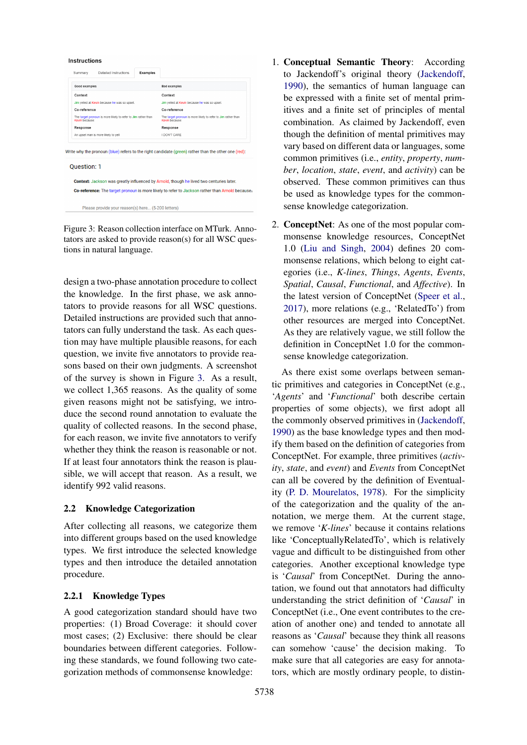Instructions

Summary | Detailed Instructions | Examples

| Good examples | Bad examples |
| --- | --- |
| **Context** | **Context** |
| Jim yelled at Kevin because he was so upset. | Jim yelled at Kevin because he was so upset. |
| **Co-reference** | **Co-reference** |
| The target pronoun is more likely to refer to Jim rather than Kevin because: | The target pronoun is more likely to refer to Jim rather than Kevin because: |
| **Response** | **Response** |
| An upset man is more likely to yell | I DON'T CARE |

Write why the pronoun (blue) refers to the right candidate (green) rather than the other one (red):

Question: 1

**Context:** Jackson was greatly influenced by Arnold, though he lived two centuries later.

**Co-reference:** The target pronoun is more likely to refer to Jackson rather than Arnold because:

Please provide your reason(s) here... (5-200 letters)

Figure 3: Reason collection interface on MTurk. Annotators are asked to provide reason(s) for all WSC questions in natural language.

design a two-phase annotation procedure to collect the knowledge. In the first phase, we ask annotators to provide reasons for all WSC questions. Detailed instructions are provided such that annotators can fully understand the task. As each question may have multiple plausible reasons, for each question, we invite five annotators to provide reasons based on their own judgments. A screenshot of the survey is shown in Figure 3. As a result, we collect 1,365 reasons. As the quality of some given reasons might not be satisfying, we introduce the second round annotation to evaluate the quality of collected reasons. In the second phase, for each reason, we invite five annotators to verify whether they think the reason is reasonable or not. If at least four annotators think the reason is plausible, we will accept that reason. As a result, we identify 992 valid reasons.

## 2.2 Knowledge Categorization

After collecting all reasons, we categorize them into different groups based on the used knowledge types. We first introduce the selected knowledge types and then introduce the detailed annotation procedure.

### 2.2.1 Knowledge Types

A good categorization standard should have two properties: (1) Broad Coverage: it should cover most cases; (2) Exclusive: there should be clear boundaries between different categories. Following these standards, we found following two categorization methods of commonsense knowledge:

1. **Conceptual Semantic Theory**: According to Jackendoff's original theory (Jackendoff, 1990), the semantics of human language can be expressed with a finite set of mental primitives and a finite set of principles of mental combination. As claimed by Jackendoff, even though the definition of mental primitives may vary based on different data or languages, some common primitives (i.e., *entity*, *property*, *number*, *location*, *state*, *event*, and *activity*) can be observed. These common primitives can thus be used as knowledge types for the commonsense knowledge categorization.

2. **ConceptNet**: As one of the most popular commonsense knowledge resources, ConceptNet 1.0 (Liu and Singh, 2004) defines 20 commonsense relations, which belong to eight categories (i.e., *K-lines*, *Things*, *Agents*, *Events*, *Spatial*, *Causal*, *Functional*, and *Affective*). In the latest version of ConceptNet (Speer et al., 2017), more relations (e.g., 'RelatedTo') from other resources are merged into ConceptNet. As they are relatively vague, we still follow the definition in ConceptNet 1.0 for the commonsense knowledge categorization.

As there exist some overlaps between semantic primitives and categories in ConceptNet (e.g., '*Agents*' and '*Functional*' both describe certain properties of some objects), we first adopt all the commonly observed primitives in (Jackendoff, 1990) as the base knowledge types and then modify them based on the definition of categories from ConceptNet. For example, three primitives (*activity*, *state*, and *event*) and *Events* from ConceptNet can all be covered by the definition of Eventuality (P. D. Mourelatos, 1978). For the simplicity of the categorization and the quality of the annotation, we merge them. At the current stage, we remove '*K-lines*' because it contains relations like 'ConceptuallyRelatedTo', which is relatively vague and difficult to be distinguished from other categories. Another exceptional knowledge type is '*Causal*' from ConceptNet. During the annotation, we found out that annotators had difficulty understanding the strict definition of '*Causal*' in ConceptNet (i.e., One event contributes to the creation of another one) and tended to annotate all reasons as '*Causal*' because they think all reasons can somehow 'cause' the decision making. To make sure that all categories are easy for annotators, which are mostly ordinary people, to distin-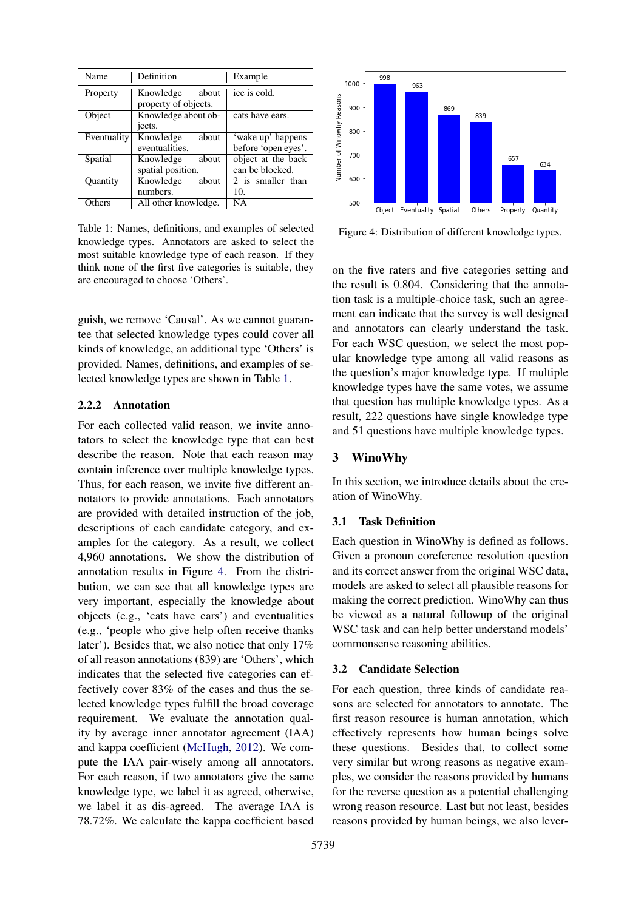| Name | Definition | Example |
|---|---|---|
| Property | Knowledge about property of objects. | ice is cold. |
| Object | Knowledge about objects. | cats have ears. |
| Eventuality | Knowledge about eventualities. | 'wake up' happens before 'open eyes'. |
| Spatial | Knowledge about spatial position. | object at the back can be blocked. |
| Quantity | Knowledge about numbers. | 2 is smaller than 10. |
| Others | All other knowledge. | NA |

Table 1: Names, definitions, and examples of selected knowledge types. Annotators are asked to select the most suitable knowledge type of each reason. If they think none of the first five categories is suitable, they are encouraged to choose 'Others'.

guish, we remove 'Causal'. As we cannot guarantee that selected knowledge types could cover all kinds of knowledge, an additional type 'Others' is provided. Names, definitions, and examples of selected knowledge types are shown in Table 1.

### 2.2.2 Annotation

For each collected valid reason, we invite annotators to select the knowledge type that can best describe the reason. Note that each reason may contain inference over multiple knowledge types. Thus, for each reason, we invite five different annotators to provide annotations. Each annotators are provided with detailed instruction of the job, descriptions of each candidate category, and examples for the category. As a result, we collect 4,960 annotations. We show the distribution of annotation results in Figure 4. From the distribution, we can see that all knowledge types are very important, especially the knowledge about objects (e.g., 'cats have ears') and eventualities (e.g., 'people who give help often receive thanks later'). Besides that, we also notice that only 17% of all reason annotations (839) are 'Others', which indicates that the selected five categories can effectively cover 83% of the cases and thus the selected knowledge types fulfill the broad coverage requirement. We evaluate the annotation quality by average inner annotator agreement (IAA) and kappa coefficient (McHugh, 2012). We compute the IAA pair-wisely among all annotators. For each reason, if two annotators give the same knowledge type, we label it as agreed, otherwise, we label it as dis-agreed. The average IAA is 78.72%. We calculate the kappa coefficient based

| | Object | Eventuality | Spatial | Others | Property | Quantity |
|---|---|---|---|---|---|---|
| Number of Winowhy Reasons | 998 | 963 | 869 | 839 | 657 | 634 |

Figure 4: Distribution of different knowledge types.

on the five raters and five categories setting and the result is 0.804. Considering that the annotation task is a multiple-choice task, such an agreement can indicate that the survey is well designed and annotators can clearly understand the task. For each WSC question, we select the most popular knowledge type among all valid reasons as the question's major knowledge type. If multiple knowledge types have the same votes, we assume that question has multiple knowledge types. As a result, 222 questions have single knowledge type and 51 questions have multiple knowledge types.

## 3 WinoWhy

In this section, we introduce details about the creation of WinoWhy.

### 3.1 Task Definition

Each question in WinoWhy is defined as follows. Given a pronoun coreference resolution question and its correct answer from the original WSC data, models are asked to select all plausible reasons for making the correct prediction. WinoWhy can thus be viewed as a natural followup of the original WSC task and can help better understand models' commonsense reasoning abilities.

### 3.2 Candidate Selection

For each question, three kinds of candidate reasons are selected for annotators to annotate. The first reason resource is human annotation, which effectively represents how human beings solve these questions. Besides that, to collect some very similar but wrong reasons as negative examples, we consider the reasons provided by humans for the reverse question as a potential challenging wrong reason resource. Last but not least, besides reasons provided by human beings, we also lever-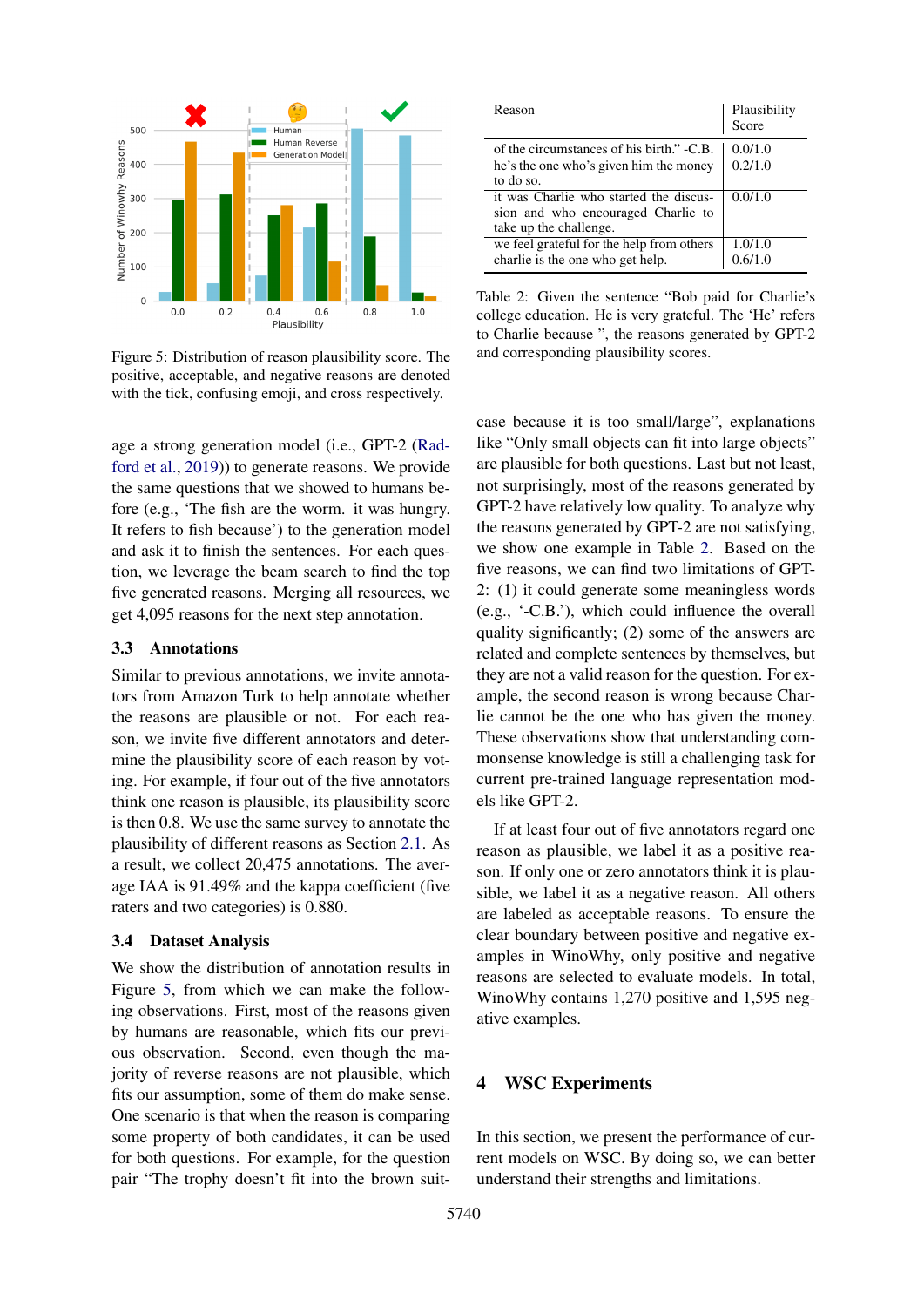Figure 5: Distribution of reason plausibility score. The positive, acceptable, and negative reasons are denoted with the tick, confusing emoji, and cross respectively.

| Reason | Plausibility Score |
|---|---|
| of the circumstances of his birth." -C.B. | 0.0/1.0 |
| he's the one who's given him the money to do so. | 0.2/1.0 |
| it was Charlie who started the discussion and who encouraged Charlie to take up the challenge. | 0.0/1.0 |
| we feel grateful for the help from others | 1.0/1.0 |
| charlie is the one who get help. | 0.6/1.0 |

Table 2: Given the sentence "Bob paid for Charlie's college education. He is very grateful. The 'He' refers to Charlie because ", the reasons generated by GPT-2 and corresponding plausibility scores.

age a strong generation model (i.e., GPT-2 (Radford et al., 2019)) to generate reasons. We provide the same questions that we showed to humans before (e.g., 'The fish are the worm. it was hungry. It refers to fish because') to the generation model and ask it to finish the sentences. For each question, we leverage the beam search to find the top five generated reasons. Merging all resources, we get 4,095 reasons for the next step annotation.

### 3.3 Annotations

Similar to previous annotations, we invite annotators from Amazon Turk to help annotate whether the reasons are plausible or not. For each reason, we invite five different annotators and determine the plausibility score of each reason by voting. For example, if four out of the five annotators think one reason is plausible, its plausibility score is then 0.8. We use the same survey to annotate the plausibility of different reasons as Section 2.1. As a result, we collect 20,475 annotations. The average IAA is 91.49% and the kappa coefficient (five raters and two categories) is 0.880.

### 3.4 Dataset Analysis

We show the distribution of annotation results in Figure 5, from which we can make the following observations. First, most of the reasons given by humans are reasonable, which fits our previous observation. Second, even though the majority of reverse reasons are not plausible, which fits our assumption, some of them do make sense. One scenario is that when the reason is comparing some property of both candidates, it can be used for both questions. For example, for the question pair "The trophy doesn't fit into the brown suitcase because it is too small/large", explanations like "Only small objects can fit into large objects" are plausible for both questions. Last but not least, not surprisingly, most of the reasons generated by GPT-2 have relatively low quality. To analyze why the reasons generated by GPT-2 are not satisfying, we show one example in Table 2. Based on the five reasons, we can find two limitations of GPT-2: (1) it could generate some meaningless words (e.g., '-C.B.'), which could influence the overall quality significantly; (2) some of the answers are related and complete sentences by themselves, but they are not a valid reason for the question. For example, the second reason is wrong because Charlie cannot be the one who has given the money. These observations show that understanding commonsense knowledge is still a challenging task for current pre-trained language representation models like GPT-2.

If at least four out of five annotators regard one reason as plausible, we label it as a positive reason. If only one or zero annotators think it is plausible, we label it as a negative reason. All others are labeled as acceptable reasons. To ensure the clear boundary between positive and negative examples in WinoWhy, only positive and negative reasons are selected to evaluate models. In total, WinoWhy contains 1,270 positive and 1,595 negative examples.

## 4 WSC Experiments

In this section, we present the performance of current models on WSC. By doing so, we can better understand their strengths and limitations.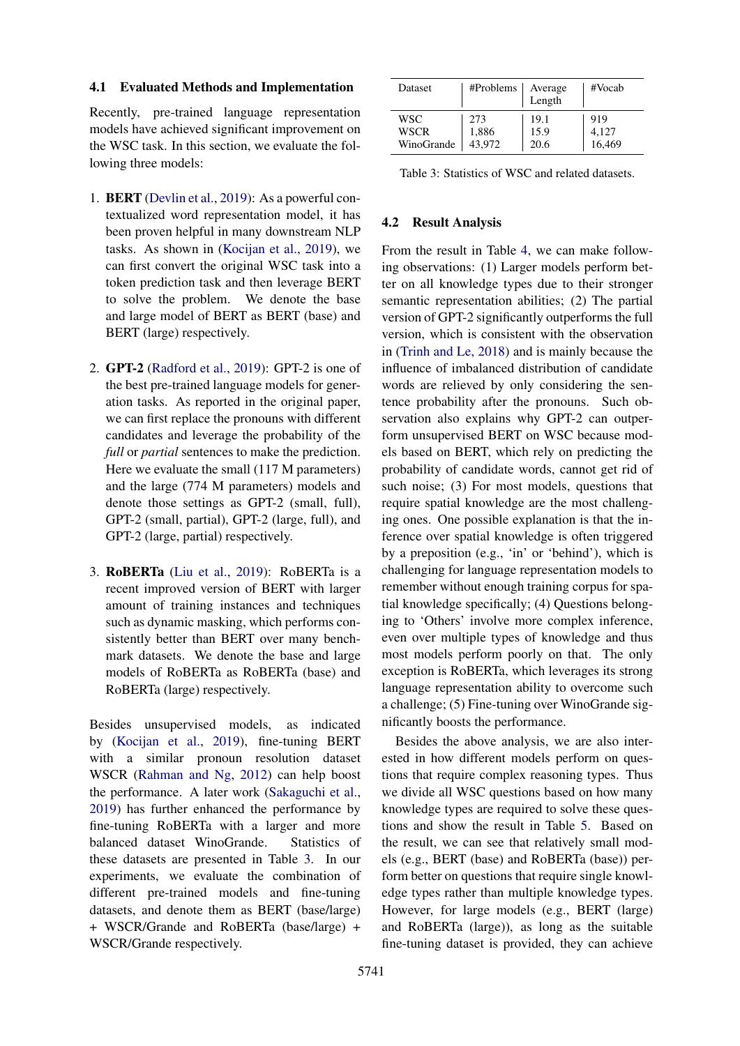### 4.1 Evaluated Methods and Implementation

Recently, pre-trained language representation models have achieved significant improvement on the WSC task. In this section, we evaluate the following three models:

1. **BERT** (Devlin et al., 2019): As a powerful contextualized word representation model, it has been proven helpful in many downstream NLP tasks. As shown in (Kocijan et al., 2019), we can first convert the original WSC task into a token prediction task and then leverage BERT to solve the problem. We denote the base and large model of BERT as BERT (base) and BERT (large) respectively.

2. **GPT-2** (Radford et al., 2019): GPT-2 is one of the best pre-trained language models for generation tasks. As reported in the original paper, we can first replace the pronouns with different candidates and leverage the probability of the *full* or *partial* sentences to make the prediction. Here we evaluate the small (117 M parameters) and the large (774 M parameters) models and denote those settings as GPT-2 (small, full), GPT-2 (small, partial), GPT-2 (large, full), and GPT-2 (large, partial) respectively.

3. **RoBERTa** (Liu et al., 2019): RoBERTa is a recent improved version of BERT with larger amount of training instances and techniques such as dynamic masking, which performs consistently better than BERT over many benchmark datasets. We denote the base and large models of RoBERTa as RoBERTa (base) and RoBERTa (large) respectively.

Besides unsupervised models, as indicated by (Kocijan et al., 2019), fine-tuning BERT with a similar pronoun resolution dataset WSCR (Rahman and Ng, 2012) can help boost the performance. A later work (Sakaguchi et al., 2019) has further enhanced the performance by fine-tuning RoBERTa with a larger and more balanced dataset WinoGrande. Statistics of these datasets are presented in Table 3. In our experiments, we evaluate the combination of different pre-trained models and fine-tuning datasets, and denote them as BERT (base/large) + WSCR/Grande and RoBERTa (base/large) + WSCR/Grande respectively.

| Dataset | #Problems | Average Length | #Vocab |
|---|---|---|---|
| WSC | 273 | 19.1 | 919 |
| WSCR | 1,886 | 15.9 | 4,127 |
| WinoGrande | 43,972 | 20.6 | 16,469 |

Table 3: Statistics of WSC and related datasets.

### 4.2 Result Analysis

From the result in Table 4, we can make following observations: (1) Larger models perform better on all knowledge types due to their stronger semantic representation abilities; (2) The partial version of GPT-2 significantly outperforms the full version, which is consistent with the observation in (Trinh and Le, 2018) and is mainly because the influence of imbalanced distribution of candidate words are relieved by only considering the sentence probability after the pronouns. Such observation also explains why GPT-2 can outperform unsupervised BERT on WSC because models based on BERT, which rely on predicting the probability of candidate words, cannot get rid of such noise; (3) For most models, questions that require spatial knowledge are the most challenging ones. One possible explanation is that the inference over spatial knowledge is often triggered by a preposition (e.g., 'in' or 'behind'), which is challenging for language representation models to remember without enough training corpus for spatial knowledge specifically; (4) Questions belonging to 'Others' involve more complex inference, even over multiple types of knowledge and thus most models perform poorly on that. The only exception is RoBERTa, which leverages its strong language representation ability to overcome such a challenge; (5) Fine-tuning over WinoGrande significantly boosts the performance.

Besides the above analysis, we are also interested in how different models perform on questions that require complex reasoning types. Thus we divide all WSC questions based on how many knowledge types are required to solve these questions and show the result in Table 5. Based on the result, we can see that relatively small models (e.g., BERT (base) and RoBERTa (base)) perform better on questions that require single knowledge types rather than multiple knowledge types. However, for large models (e.g., BERT (large) and RoBERTa (large)), as long as the suitable fine-tuning dataset is provided, they can achieve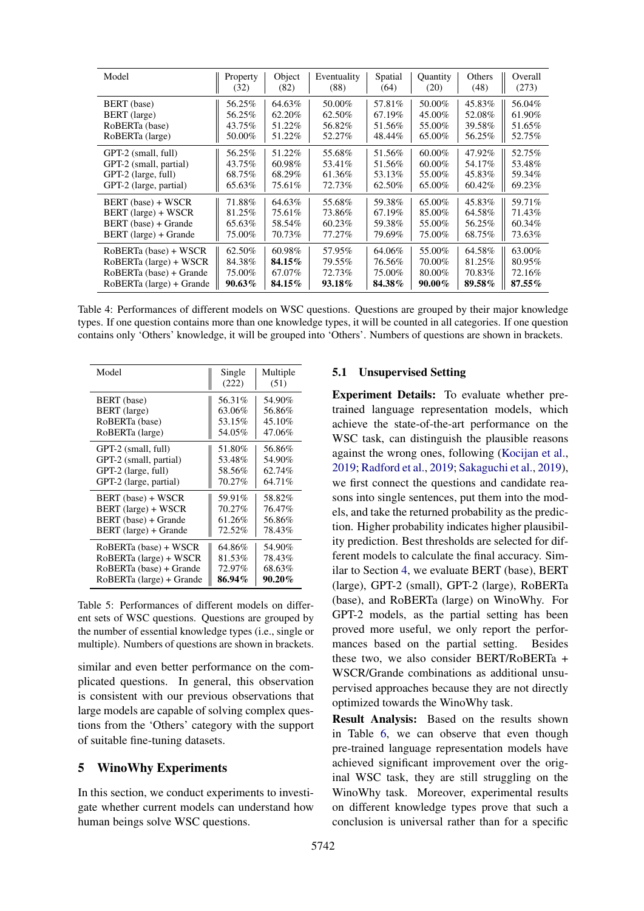| Model | Property (32) | Object (82) | Eventuality (88) | Spatial (64) | Quantity (20) | Others (48) | Overall (273) |
|---|---|---|---|---|---|---|---|
| BERT (base) | 56.25% | 64.63% | 50.00% | 57.81% | 50.00% | 45.83% | 56.04% |
| BERT (large) | 56.25% | 62.20% | 62.50% | 67.19% | 45.00% | 52.08% | 61.90% |
| RoBERTa (base) | 43.75% | 51.22% | 56.82% | 51.56% | 55.00% | 39.58% | 51.65% |
| RoBERTa (large) | 50.00% | 51.22% | 52.27% | 48.44% | 65.00% | 56.25% | 52.75% |
| GPT-2 (small, full) | 56.25% | 51.22% | 55.68% | 51.56% | 60.00% | 47.92% | 52.75% |
| GPT-2 (small, partial) | 43.75% | 60.98% | 53.41% | 51.56% | 60.00% | 54.17% | 53.48% |
| GPT-2 (large, full) | 68.75% | 68.29% | 61.36% | 53.13% | 55.00% | 45.83% | 59.34% |
| GPT-2 (large, partial) | 65.63% | 75.61% | 72.73% | 62.50% | 65.00% | 60.42% | 69.23% |
| BERT (base) + WSCR | 71.88% | 64.63% | 55.68% | 59.38% | 65.00% | 45.83% | 59.71% |
| BERT (large) + WSCR | 81.25% | 75.61% | 73.86% | 67.19% | 85.00% | 64.58% | 71.43% |
| BERT (base) + Grande | 65.63% | 58.54% | 60.23% | 59.38% | 55.00% | 56.25% | 60.34% |
| BERT (large) + Grande | 75.00% | 70.73% | 77.27% | 79.69% | 75.00% | 68.75% | 73.63% |
| RoBERTa (base) + WSCR | 62.50% | 60.98% | 57.95% | 64.06% | 55.00% | 64.58% | 63.00% |
| RoBERTa (large) + WSCR | 84.38% | **84.15%** | 79.55% | 76.56% | 70.00% | 81.25% | 80.95% |
| RoBERTa (base) + Grande | 75.00% | 67.07% | 72.73% | 75.00% | 80.00% | 70.83% | 72.16% |
| RoBERTa (large) + Grande | **90.63%** | **84.15%** | **93.18%** | **84.38%** | **90.00%** | **89.58%** | **87.55%** |

Table 4: Performances of different models on WSC questions. Questions are grouped by their major knowledge types. If one question contains more than one knowledge types, it will be counted in all categories. If one question contains only 'Others' knowledge, it will be grouped into 'Others'. Numbers of questions are shown in brackets.

| Model | Single (222) | Multiple (51) |
|---|---|---|
| BERT (base) | 56.31% | 54.90% |
| BERT (large) | 63.06% | 56.86% |
| RoBERTa (base) | 53.15% | 45.10% |
| RoBERTa (large) | 54.05% | 47.06% |
| GPT-2 (small, full) | 51.80% | 56.86% |
| GPT-2 (small, partial) | 53.48% | 54.90% |
| GPT-2 (large, full) | 58.56% | 62.74% |
| GPT-2 (large, partial) | 70.27% | 64.71% |
| BERT (base) + WSCR | 59.91% | 58.82% |
| BERT (large) + WSCR | 70.27% | 76.47% |
| BERT (base) + Grande | 61.26% | 56.86% |
| BERT (large) + Grande | 72.52% | 78.43% |
| RoBERTa (base) + WSCR | 64.86% | 54.90% |
| RoBERTa (large) + WSCR | 81.53% | 78.43% |
| RoBERTa (base) + Grande | 72.97% | 68.63% |
| RoBERTa (large) + Grande | **86.94%** | **90.20%** |

Table 5: Performances of different models on different sets of WSC questions. Questions are grouped by the number of essential knowledge types (i.e., single or multiple). Numbers of questions are shown in brackets.

similar and even better performance on the complicated questions. In general, this observation is consistent with our previous observations that large models are capable of solving complex questions from the 'Others' category with the support of suitable fine-tuning datasets.

## 5 WinoWhy Experiments

In this section, we conduct experiments to investigate whether current models can understand how human beings solve WSC questions.

### 5.1 Unsupervised Setting

**Experiment Details:** To evaluate whether pre-trained language representation models, which achieve the state-of-the-art performance on the WSC task, can distinguish the plausible reasons against the wrong ones, following (Kocijan et al., 2019; Radford et al., 2019; Sakaguchi et al., 2019), we first connect the questions and candidate reasons into single sentences, put them into the models, and take the returned probability as the prediction. Higher probability indicates higher plausibility prediction. Best thresholds are selected for different models to calculate the final accuracy. Similar to Section 4, we evaluate BERT (base), BERT (large), GPT-2 (small), GPT-2 (large), RoBERTa (base), and RoBERTa (large) on WinoWhy. For GPT-2 models, as the partial setting has been proved more useful, we only report the performances based on the partial setting. Besides these two, we also consider BERT/RoBERTa + WSCR/Grande combinations as additional unsupervised approaches because they are not directly optimized towards the WinoWhy task.

**Result Analysis:** Based on the results shown in Table 6, we can observe that even though pre-trained language representation models have achieved significant improvement over the original WSC task, they are still struggling on the WinoWhy task. Moreover, experimental results on different knowledge types prove that such a conclusion is universal rather than for a specific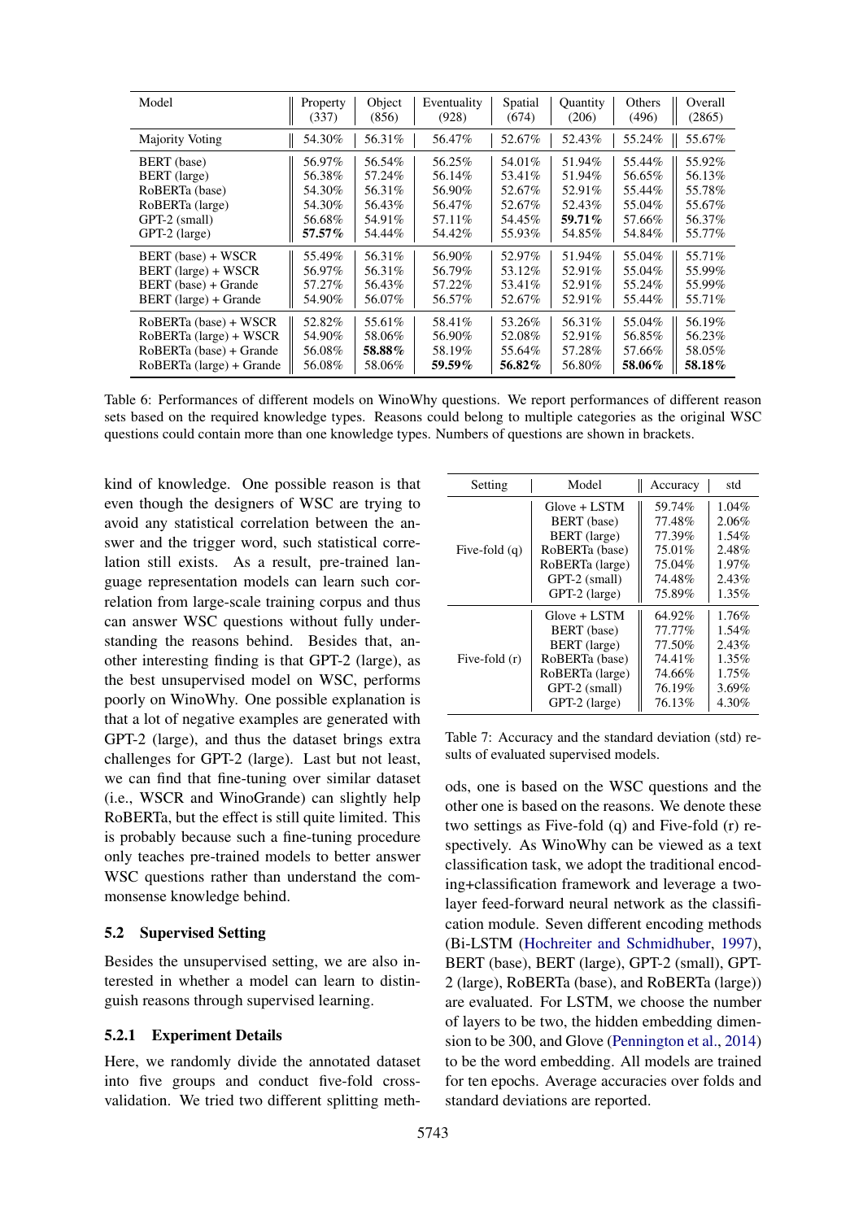| Model | Property (337) | Object (856) | Eventuality (928) | Spatial (674) | Quantity (206) | Others (496) | Overall (2865) |
|---|---|---|---|---|---|---|---|
| Majority Voting | 54.30% | 56.31% | 56.47% | 52.67% | 52.43% | 55.24% | 55.67% |
| BERT (base) | 56.97% | 56.54% | 56.25% | 54.01% | 51.94% | 55.44% | 55.92% |
| BERT (large) | 56.38% | 57.24% | 56.14% | 53.41% | 51.94% | 56.65% | 56.13% |
| RoBERTa (base) | 54.30% | 56.31% | 56.90% | 52.67% | 52.91% | 55.44% | 55.78% |
| RoBERTa (large) | 54.30% | 56.43% | 56.47% | 52.67% | 52.43% | 55.04% | 55.67% |
| GPT-2 (small) | 56.68% | 54.91% | 57.11% | 54.45% | **59.71%** | 57.66% | 56.37% |
| GPT-2 (large) | **57.57%** | 54.44% | 54.42% | 55.93% | 54.85% | 54.84% | 55.77% |
| BERT (base) + WSCR | 55.49% | 56.31% | 56.90% | 52.97% | 51.94% | 55.04% | 55.71% |
| BERT (large) + WSCR | 56.97% | 56.31% | 56.79% | 53.12% | 52.91% | 55.04% | 55.99% |
| BERT (base) + Grande | 57.27% | 56.43% | 57.22% | 53.41% | 52.91% | 55.24% | 55.99% |
| BERT (large) + Grande | 54.90% | 56.07% | 56.57% | 52.67% | 52.91% | 55.44% | 55.71% |
| RoBERTa (base) + WSCR | 52.82% | 55.61% | 58.41% | 53.26% | 56.31% | 55.04% | 56.19% |
| RoBERTa (large) + WSCR | 54.90% | 58.06% | 56.90% | 52.08% | 52.91% | 56.85% | 56.23% |
| RoBERTa (base) + Grande | 56.08% | **58.88%** | 58.19% | 55.64% | 57.28% | 57.66% | 58.05% |
| RoBERTa (large) + Grande | 56.08% | 58.06% | **59.59%** | **56.82%** | 56.80% | **58.06%** | **58.18%** |

Table 6: Performances of different models on WinoWhy questions. We report performances of different reason sets based on the required knowledge types. Reasons could belong to multiple categories as the original WSC questions could contain more than one knowledge types. Numbers of questions are shown in brackets.

kind of knowledge. One possible reason is that even though the designers of WSC are trying to avoid any statistical correlation between the answer and the trigger word, such statistical correlation still exists. As a result, pre-trained language representation models can learn such correlation from large-scale training corpus and thus can answer WSC questions without fully understanding the reasons behind. Besides that, another interesting finding is that GPT-2 (large), as the best unsupervised model on WSC, performs poorly on WinoWhy. One possible explanation is that a lot of negative examples are generated with GPT-2 (large), and thus the dataset brings extra challenges for GPT-2 (large). Last but not least, we can find that fine-tuning over similar dataset (i.e., WSCR and WinoGrande) can slightly help RoBERTa, but the effect is still quite limited. This is probably because such a fine-tuning procedure only teaches pre-trained models to better answer WSC questions rather than understand the commonsense knowledge behind.

### 5.2 Supervised Setting

Besides the unsupervised setting, we are also interested in whether a model can learn to distinguish reasons through supervised learning.

#### 5.2.1 Experiment Details

Here, we randomly divide the annotated dataset into five groups and conduct five-fold cross-validation. We tried two different splitting methods, one is based on the WSC questions and the other one is based on the reasons. We denote these two settings as Five-fold (q) and Five-fold (r) respectively. As WinoWhy can be viewed as a text classification task, we adopt the traditional encoding+classification framework and leverage a two-layer feed-forward neural network as the classification module. Seven different encoding methods (Bi-LSTM (Hochreiter and Schmidhuber, 1997), BERT (base), BERT (large), GPT-2 (small), GPT-2 (large), RoBERTa (base), and RoBERTa (large)) are evaluated. For LSTM, we choose the number of layers to be two, the hidden embedding dimension to be 300, and Glove (Pennington et al., 2014) to be the word embedding. All models are trained for ten epochs. Average accuracies over folds and standard deviations are reported.

| Setting | Model | Accuracy | std |
|---|---|---|---|
| Five-fold (q) | Glove + LSTM | 59.74% | 1.04% |
| | BERT (base) | 77.48% | 2.06% |
| | BERT (large) | 77.39% | 1.54% |
| | RoBERTa (base) | 75.01% | 2.48% |
| | RoBERTa (large) | 75.04% | 1.97% |
| | GPT-2 (small) | 74.48% | 2.43% |
| | GPT-2 (large) | 75.89% | 1.35% |
| Five-fold (r) | Glove + LSTM | 64.92% | 1.76% |
| | BERT (base) | 77.77% | 1.54% |
| | BERT (large) | 77.50% | 2.43% |
| | RoBERTa (base) | 74.41% | 1.35% |
| | RoBERTa (large) | 74.66% | 1.75% |
| | GPT-2 (small) | 76.19% | 3.69% |
| | GPT-2 (large) | 76.13% | 4.30% |

Table 7: Accuracy and the standard deviation (std) results of evaluated supervised models.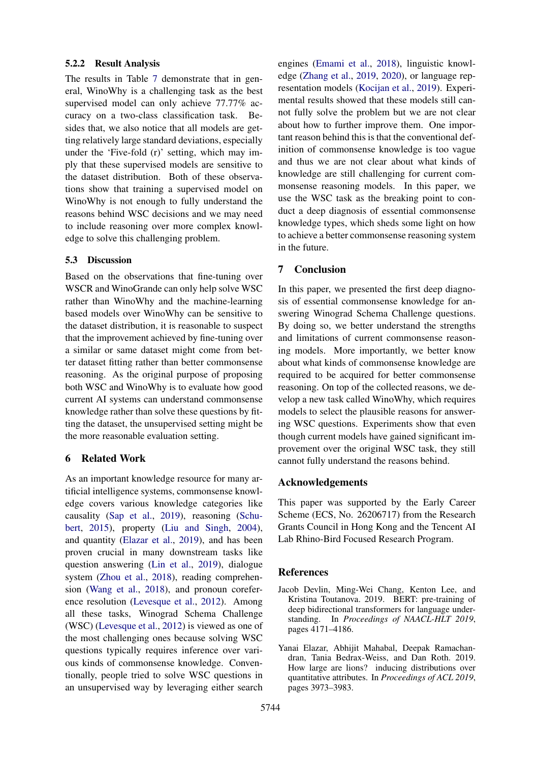#### 5.2.2 Result Analysis

The results in Table 7 demonstrate that in general, WinoWhy is a challenging task as the best supervised model can only achieve 77.77% accuracy on a two-class classification task. Besides that, we also notice that all models are getting relatively large standard deviations, especially under the 'Five-fold (r)' setting, which may imply that these supervised models are sensitive to the dataset distribution. Both of these observations show that training a supervised model on WinoWhy is not enough to fully understand the reasons behind WSC decisions and we may need to include reasoning over more complex knowledge to solve this challenging problem.

### 5.3 Discussion

Based on the observations that fine-tuning over WSCR and WinoGrande can only help solve WSC rather than WinoWhy and the machine-learning based models over WinoWhy can be sensitive to the dataset distribution, it is reasonable to suspect that the improvement achieved by fine-tuning over a similar or same dataset might come from better dataset fitting rather than better commonsense reasoning. As the original purpose of proposing both WSC and WinoWhy is to evaluate how good current AI systems can understand commonsense knowledge rather than solve these questions by fitting the dataset, the unsupervised setting might be the more reasonable evaluation setting.

## 6 Related Work

As an important knowledge resource for many artificial intelligence systems, commonsense knowledge covers various knowledge categories like causality (Sap et al., 2019), reasoning (Schubert, 2015), property (Liu and Singh, 2004), and quantity (Elazar et al., 2019), and has been proven crucial in many downstream tasks like question answering (Lin et al., 2019), dialogue system (Zhou et al., 2018), reading comprehension (Wang et al., 2018), and pronoun coreference resolution (Levesque et al., 2012). Among all these tasks, Winograd Schema Challenge (WSC) (Levesque et al., 2012) is viewed as one of the most challenging ones because solving WSC questions typically requires inference over various kinds of commonsense knowledge. Conventionally, people tried to solve WSC questions in an unsupervised way by leveraging either search engines (Emami et al., 2018), linguistic knowledge (Zhang et al., 2019, 2020), or language representation models (Kocijan et al., 2019). Experimental results showed that these models still cannot fully solve the problem but we are not clear about how to further improve them. One important reason behind this is that the conventional definition of commonsense knowledge is too vague and thus we are not clear about what kinds of knowledge are still challenging for current commonsense reasoning models. In this paper, we use the WSC task as the breaking point to conduct a deep diagnosis of essential commonsense knowledge types, which sheds some light on how to achieve a better commonsense reasoning system in the future.

## 7 Conclusion

In this paper, we presented the first deep diagnosis of essential commonsense knowledge for answering Winograd Schema Challenge questions. By doing so, we better understand the strengths and limitations of current commonsense reasoning models. More importantly, we better know about what kinds of commonsense knowledge are required to be acquired for better commonsense reasoning. On top of the collected reasons, we develop a new task called WinoWhy, which requires models to select the plausible reasons for answering WSC questions. Experiments show that even though current models have gained significant improvement over the original WSC task, they still cannot fully understand the reasons behind.

## Acknowledgements

This paper was supported by the Early Career Scheme (ECS, No. 26206717) from the Research Grants Council in Hong Kong and the Tencent AI Lab Rhino-Bird Focused Research Program.

## References

Jacob Devlin, Ming-Wei Chang, Kenton Lee, and Kristina Toutanova. 2019. BERT: pre-training of deep bidirectional transformers for language understanding. In *Proceedings of NAACL-HLT 2019*, pages 4171–4186.

Yanai Elazar, Abhijit Mahabal, Deepak Ramachandran, Tania Bedrax-Weiss, and Dan Roth. 2019. How large are lions? inducing distributions over quantitative attributes. In *Proceedings of ACL 2019*, pages 3973–3983.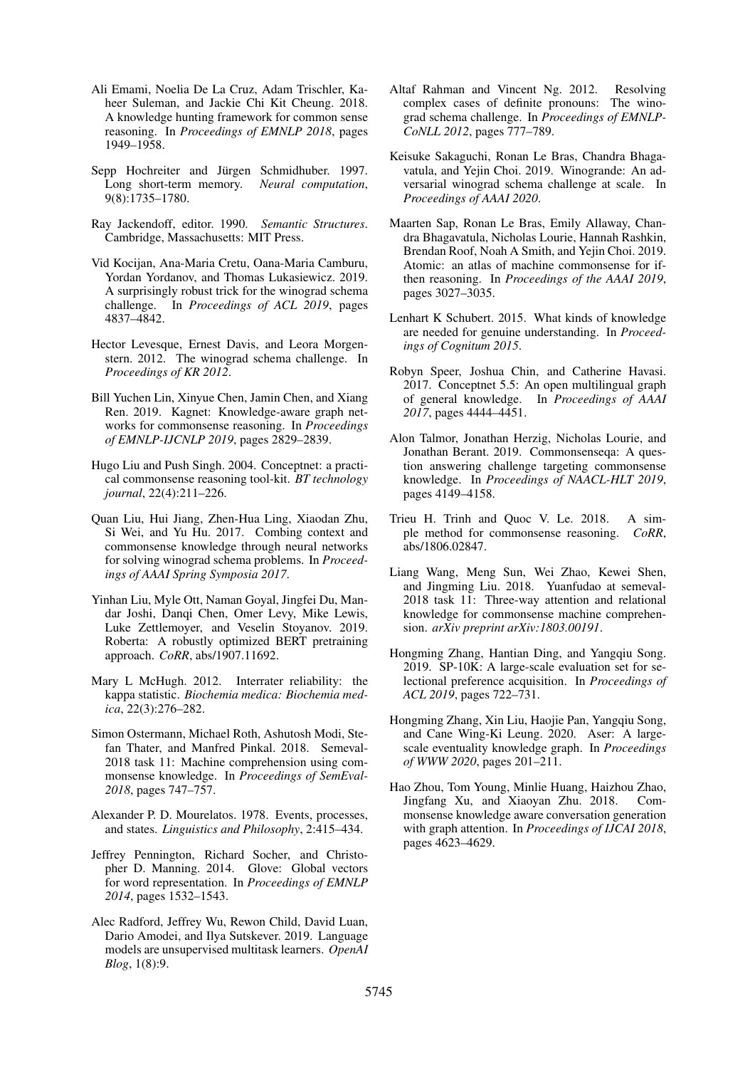Ali Emami, Noelia De La Cruz, Adam Trischler, Kaheer Suleman, and Jackie Chi Kit Cheung. 2018. A knowledge hunting framework for common sense reasoning. In *Proceedings of EMNLP 2018*, pages 1949–1958.

Sepp Hochreiter and Jürgen Schmidhuber. 1997. Long short-term memory. *Neural computation*, 9(8):1735–1780.

Ray Jackendoff, editor. 1990. *Semantic Structures*. Cambridge, Massachusetts: MIT Press.

Vid Kocijan, Ana-Maria Cretu, Oana-Maria Camburu, Yordan Yordanov, and Thomas Lukasiewicz. 2019. A surprisingly robust trick for the winograd schema challenge. In *Proceedings of ACL 2019*, pages 4837–4842.

Hector Levesque, Ernest Davis, and Leora Morgenstern. 2012. The winograd schema challenge. In *Proceedings of KR 2012*.

Bill Yuchen Lin, Xinyue Chen, Jamin Chen, and Xiang Ren. 2019. Kagnet: Knowledge-aware graph networks for commonsense reasoning. In *Proceedings of EMNLP-IJCNLP 2019*, pages 2829–2839.

Hugo Liu and Push Singh. 2004. Conceptnet: a practical commonsense reasoning tool-kit. *BT technology journal*, 22(4):211–226.

Quan Liu, Hui Jiang, Zhen-Hua Ling, Xiaodan Zhu, Si Wei, and Yu Hu. 2017. Combing context and commonsense knowledge through neural networks for solving winograd schema problems. In *Proceedings of AAAI Spring Symposia 2017*.

Yinhan Liu, Myle Ott, Naman Goyal, Jingfei Du, Mandar Joshi, Danqi Chen, Omer Levy, Mike Lewis, Luke Zettlemoyer, and Veselin Stoyanov. 2019. Roberta: A robustly optimized BERT pretraining approach. *CoRR*, abs/1907.11692.

Mary L McHugh. 2012. Interrater reliability: the kappa statistic. *Biochemia medica: Biochemia medica*, 22(3):276–282.

Simon Ostermann, Michael Roth, Ashutosh Modi, Stefan Thater, and Manfred Pinkal. 2018. Semeval-2018 task 11: Machine comprehension using commonsense knowledge. In *Proceedings of SemEval-2018*, pages 747–757.

Alexander P. D. Mourelatos. 1978. Events, processes, and states. *Linguistics and Philosophy*, 2:415–434.

Jeffrey Pennington, Richard Socher, and Christopher D. Manning. 2014. Glove: Global vectors for word representation. In *Proceedings of EMNLP 2014*, pages 1532–1543.

Alec Radford, Jeffrey Wu, Rewon Child, David Luan, Dario Amodei, and Ilya Sutskever. 2019. Language models are unsupervised multitask learners. *OpenAI Blog*, 1(8):9.

Altaf Rahman and Vincent Ng. 2012. Resolving complex cases of definite pronouns: The winograd schema challenge. In *Proceedings of EMNLP-CoNLL 2012*, pages 777–789.

Keisuke Sakaguchi, Ronan Le Bras, Chandra Bhagavatula, and Yejin Choi. 2019. Winogrande: An adversarial winograd schema challenge at scale. In *Proceedings of AAAI 2020*.

Maarten Sap, Ronan Le Bras, Emily Allaway, Chandra Bhagavatula, Nicholas Lourie, Hannah Rashkin, Brendan Roof, Noah A Smith, and Yejin Choi. 2019. Atomic: an atlas of machine commonsense for if-then reasoning. In *Proceedings of the AAAI 2019*, pages 3027–3035.

Lenhart K Schubert. 2015. What kinds of knowledge are needed for genuine understanding. In *Proceedings of Cognitum 2015*.

Robyn Speer, Joshua Chin, and Catherine Havasi. 2017. Conceptnet 5.5: An open multilingual graph of general knowledge. In *Proceedings of AAAI 2017*, pages 4444–4451.

Alon Talmor, Jonathan Herzig, Nicholas Lourie, and Jonathan Berant. 2019. Commonsenseqa: A question answering challenge targeting commonsense knowledge. In *Proceedings of NAACL-HLT 2019*, pages 4149–4158.

Trieu H. Trinh and Quoc V. Le. 2018. A simple method for commonsense reasoning. *CoRR*, abs/1806.02847.

Liang Wang, Meng Sun, Wei Zhao, Kewei Shen, and Jingming Liu. 2018. Yuanfudao at semeval-2018 task 11: Three-way attention and relational knowledge for commonsense machine comprehension. *arXiv preprint arXiv:1803.00191*.

Hongming Zhang, Hantian Ding, and Yangqiu Song. 2019. SP-10K: A large-scale evaluation set for selectional preference acquisition. In *Proceedings of ACL 2019*, pages 722–731.

Hongming Zhang, Xin Liu, Haojie Pan, Yangqiu Song, and Cane Wing-Ki Leung. 2020. Aser: A large-scale eventuality knowledge graph. In *Proceedings of WWW 2020*, pages 201–211.

Hao Zhou, Tom Young, Minlie Huang, Haizhou Zhao, Jingfang Xu, and Xiaoyan Zhu. 2018. Commonsense knowledge aware conversation generation with graph attention. In *Proceedings of IJCAI 2018*, pages 4623–4629.